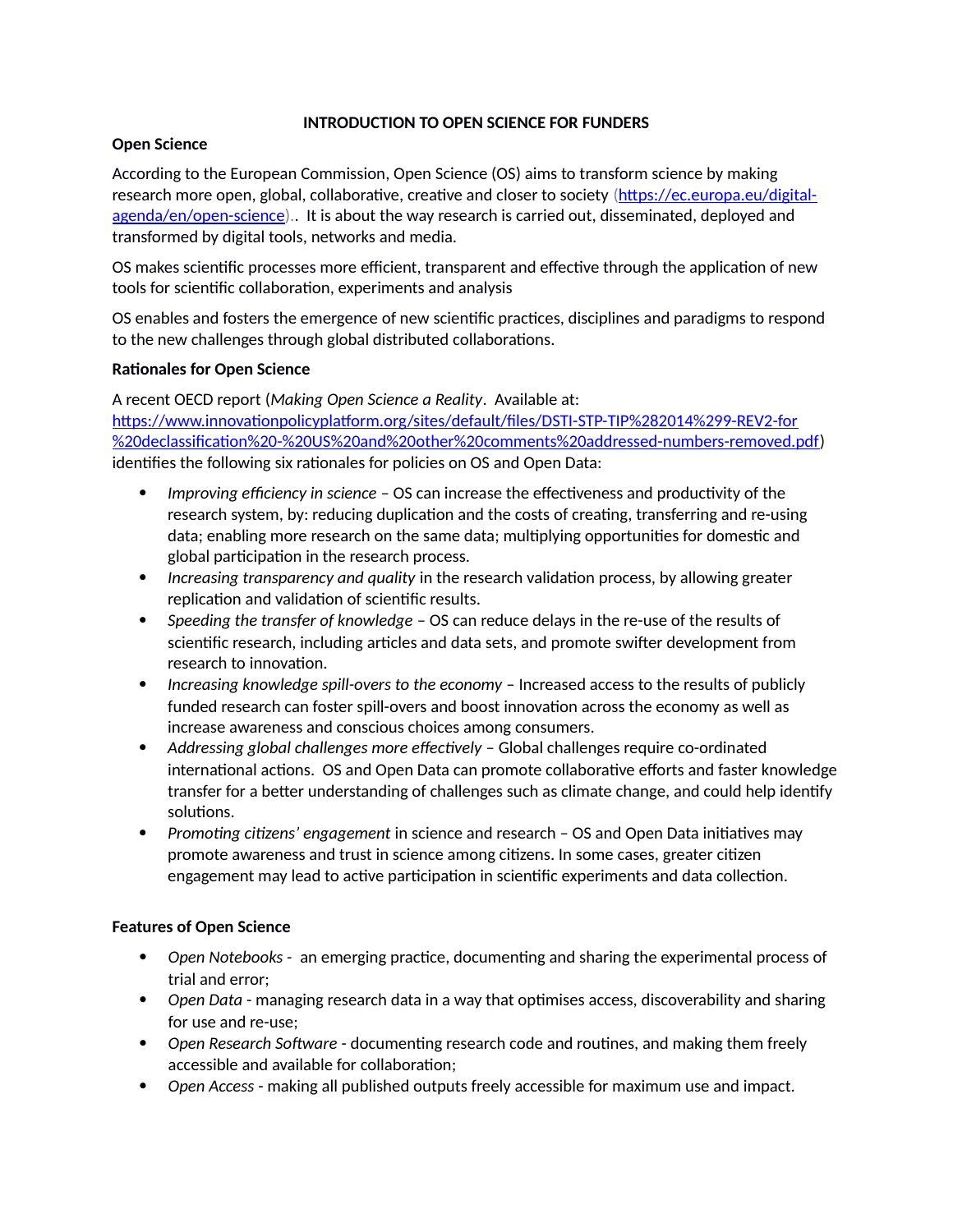# INTRODUCTION TO OPEN SCIENCE FOR FUNDERS

## Open Science

According to the European Commission, Open Science (OS) aims to transform science by making research more open, global, collaborative, creative and closer to society (https://ec.europa.eu/digital-agenda/en/open-science).. It is about the way research is carried out, disseminated, deployed and transformed by digital tools, networks and media.

OS makes scientific processes more efficient, transparent and effective through the application of new tools for scientific collaboration, experiments and analysis

OS enables and fosters the emergence of new scientific practices, disciplines and paradigms to respond to the new challenges through global distributed collaborations.

## Rationales for Open Science

A recent OECD report (*Making Open Science a Reality*. Available at: https://www.innovationpolicyplatform.org/sites/default/files/DSTI-STP-TIP%282014%299-REV2-for%20declassification%20-%20US%20and%20other%20comments%20addressed-numbers-removed.pdf) identifies the following six rationales for policies on OS and Open Data:

- *Improving efficiency in science* – OS can increase the effectiveness and productivity of the research system, by: reducing duplication and the costs of creating, transferring and re-using data; enabling more research on the same data; multiplying opportunities for domestic and global participation in the research process.
- *Increasing transparency and quality* in the research validation process, by allowing greater replication and validation of scientific results.
- *Speeding the transfer of knowledge* – OS can reduce delays in the re-use of the results of scientific research, including articles and data sets, and promote swifter development from research to innovation.
- *Increasing knowledge spill-overs to the economy* – Increased access to the results of publicly funded research can foster spill-overs and boost innovation across the economy as well as increase awareness and conscious choices among consumers.
- *Addressing global challenges more effectively* – Global challenges require co-ordinated international actions. OS and Open Data can promote collaborative efforts and faster knowledge transfer for a better understanding of challenges such as climate change, and could help identify solutions.
- *Promoting citizens' engagement* in science and research – OS and Open Data initiatives may promote awareness and trust in science among citizens. In some cases, greater citizen engagement may lead to active participation in scientific experiments and data collection.

## Features of Open Science

- *Open Notebooks* - an emerging practice, documenting and sharing the experimental process of trial and error;
- *Open Data* - managing research data in a way that optimises access, discoverability and sharing for use and re-use;
- *Open Research Software* - documenting research code and routines, and making them freely accessible and available for collaboration;
- *Open Access* - making all published outputs freely accessible for maximum use and impact.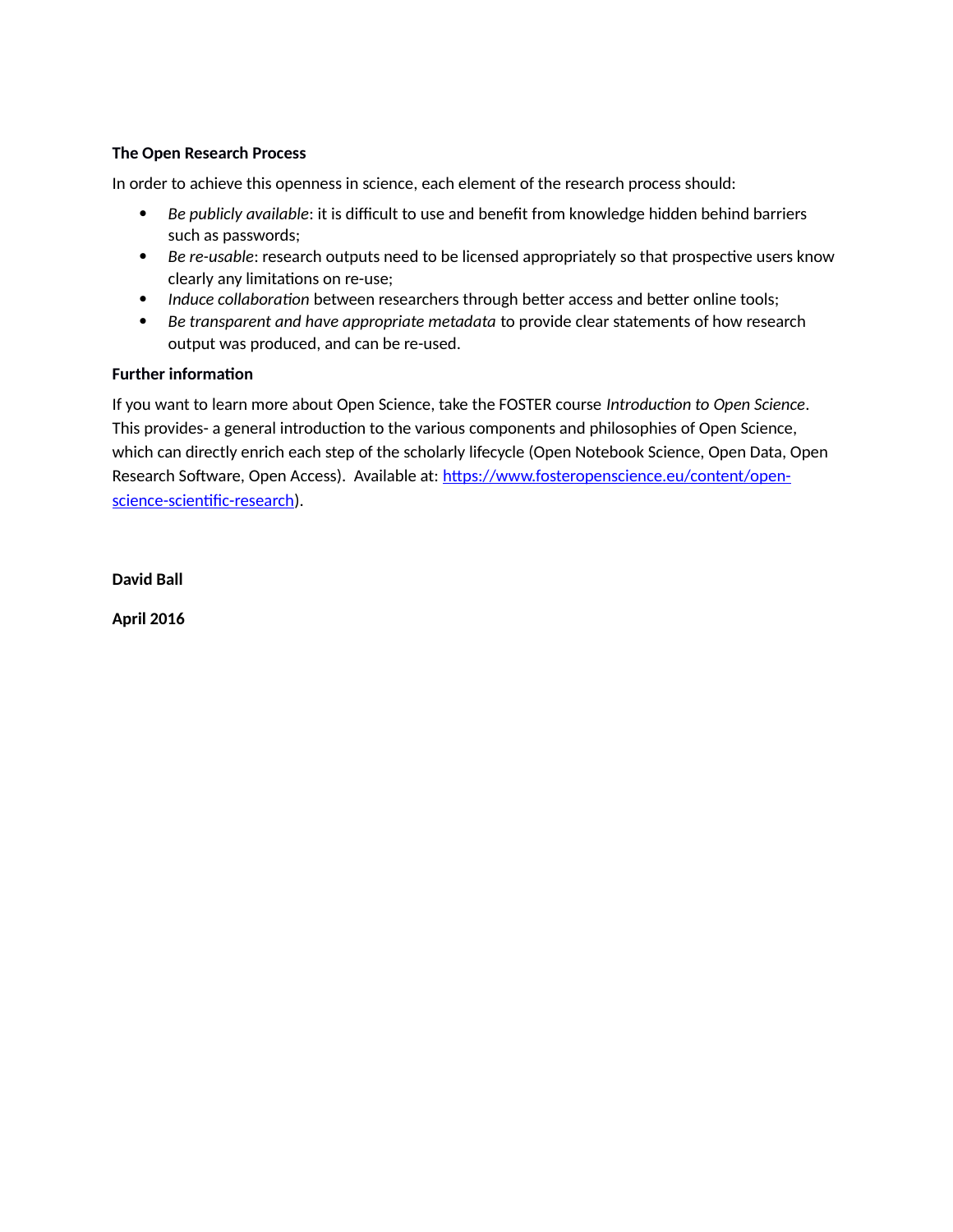**The Open Research Process**

In order to achieve this openness in science, each element of the research process should:

- *Be publicly available*: it is difficult to use and benefit from knowledge hidden behind barriers such as passwords;
- *Be re-usable*: research outputs need to be licensed appropriately so that prospective users know clearly any limitations on re-use;
- *Induce collaboration* between researchers through better access and better online tools;
- *Be transparent and have appropriate metadata* to provide clear statements of how research output was produced, and can be re-used.

**Further information**

If you want to learn more about Open Science, take the FOSTER course *Introduction to Open Science*. This provides- a general introduction to the various components and philosophies of Open Science, which can directly enrich each step of the scholarly lifecycle (Open Notebook Science, Open Data, Open Research Software, Open Access). Available at: [https://www.fosteropenscience.eu/content/open-science-scientific-research](https://www.fosteropenscience.eu/content/open-science-scientific-research)).

**David Ball**

**April 2016**